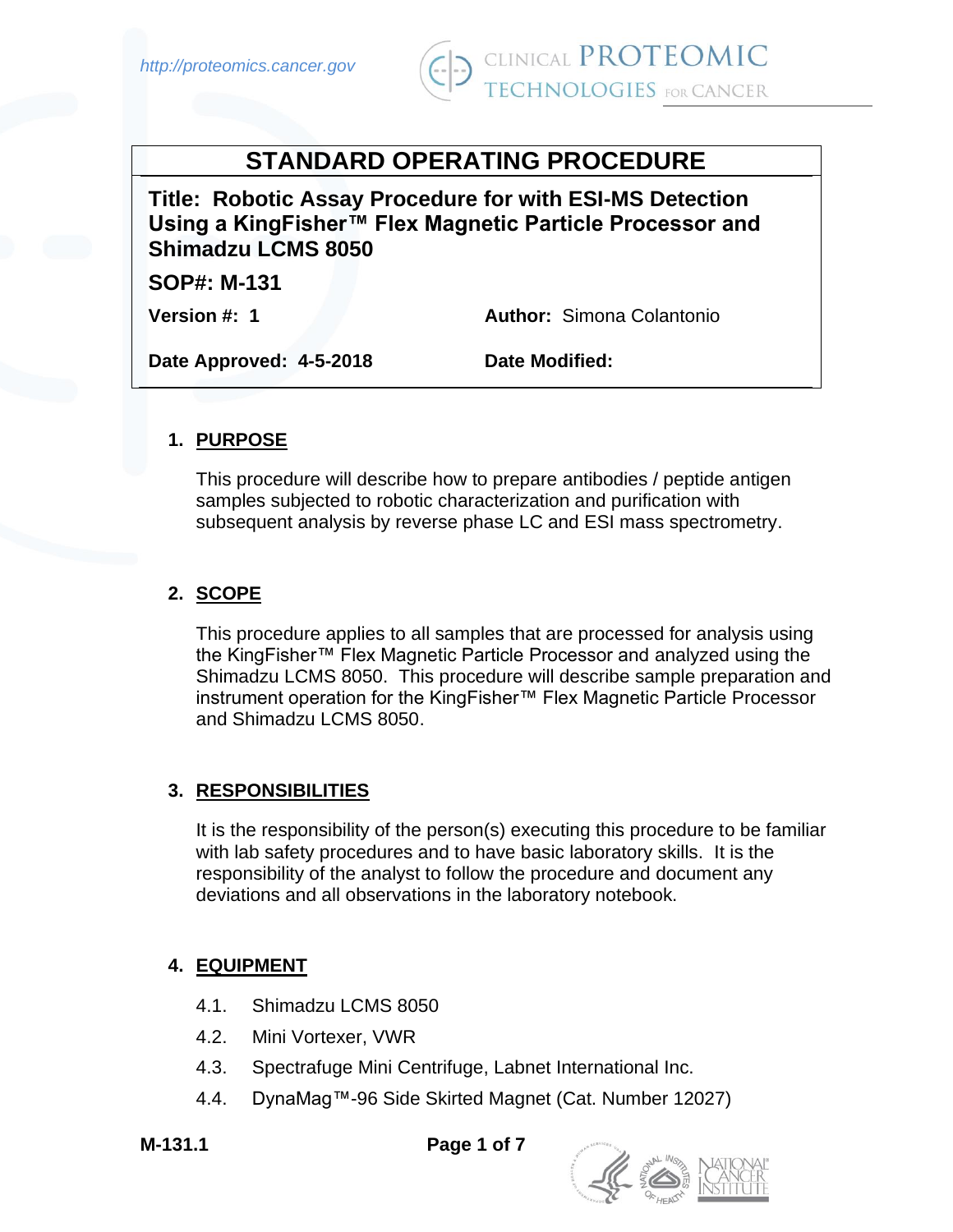# STANDARD OPERATING PROCEDURE

**Title: Robotic Assay Procedure for with ESI-MS Detection Using a KingFisher™ Flex Magnetic Particle Processor and Shimadzu LCMS 8050**

**SOP#: M-131**

**Version #: 1** | **Author:** Simona Colantonio

**Date Approved: 4-5-2018** | **Date Modified:**

## 1. PURPOSE

This procedure will describe how to prepare antibodies / peptide antigen samples subjected to robotic characterization and purification with subsequent analysis by reverse phase LC and ESI mass spectrometry.

## 2. SCOPE

This procedure applies to all samples that are processed for analysis using the KingFisher™ Flex Magnetic Particle Processor and analyzed using the Shimadzu LCMS 8050. This procedure will describe sample preparation and instrument operation for the KingFisher™ Flex Magnetic Particle Processor and Shimadzu LCMS 8050.

## 3. RESPONSIBILITIES

It is the responsibility of the person(s) executing this procedure to be familiar with lab safety procedures and to have basic laboratory skills. It is the responsibility of the analyst to follow the procedure and document any deviations and all observations in the laboratory notebook.

## 4. EQUIPMENT

4.1. Shimadzu LCMS 8050

4.2. Mini Vortexer, VWR

4.3. Spectrafuge Mini Centrifuge, Labnet International Inc.

4.4. DynaMag™-96 Side Skirted Magnet (Cat. Number 12027)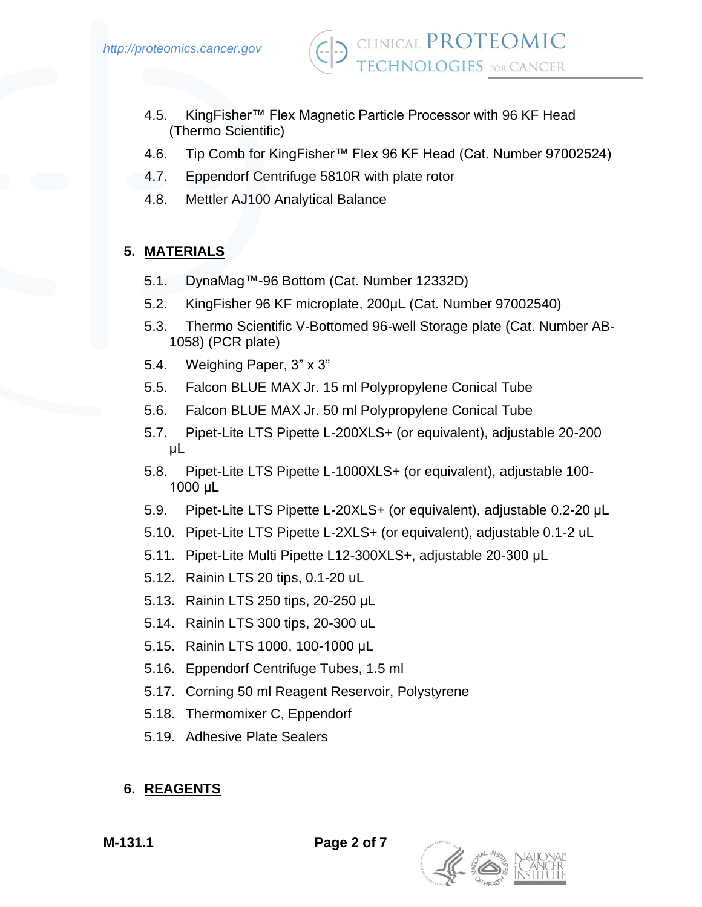4.5. KingFisher™ Flex Magnetic Particle Processor with 96 KF Head (Thermo Scientific)

4.6. Tip Comb for KingFisher™ Flex 96 KF Head (Cat. Number 97002524)

4.7. Eppendorf Centrifuge 5810R with plate rotor

4.8. Mettler AJ100 Analytical Balance

## 5. MATERIALS

5.1. DynaMag™-96 Bottom (Cat. Number 12332D)

5.2. KingFisher 96 KF microplate, 200µL (Cat. Number 97002540)

5.3. Thermo Scientific V-Bottomed 96-well Storage plate (Cat. Number AB-1058) (PCR plate)

5.4. Weighing Paper, 3” x 3”

5.5. Falcon BLUE MAX Jr. 15 ml Polypropylene Conical Tube

5.6. Falcon BLUE MAX Jr. 50 ml Polypropylene Conical Tube

5.7. Pipet-Lite LTS Pipette L-200XLS+ (or equivalent), adjustable 20-200 µL

5.8. Pipet-Lite LTS Pipette L-1000XLS+ (or equivalent), adjustable 100-1000 µL

5.9. Pipet-Lite LTS Pipette L-20XLS+ (or equivalent), adjustable 0.2-20 µL

5.10. Pipet-Lite LTS Pipette L-2XLS+ (or equivalent), adjustable 0.1-2 uL

5.11. Pipet-Lite Multi Pipette L12-300XLS+, adjustable 20-300 µL

5.12. Rainin LTS 20 tips, 0.1-20 uL

5.13. Rainin LTS 250 tips, 20-250 µL

5.14. Rainin LTS 300 tips, 20-300 uL

5.15. Rainin LTS 1000, 100-1000 µL

5.16. Eppendorf Centrifuge Tubes, 1.5 ml

5.17. Corning 50 ml Reagent Reservoir, Polystyrene

5.18. Thermomixer C, Eppendorf

5.19. Adhesive Plate Sealers

## 6. REAGENTS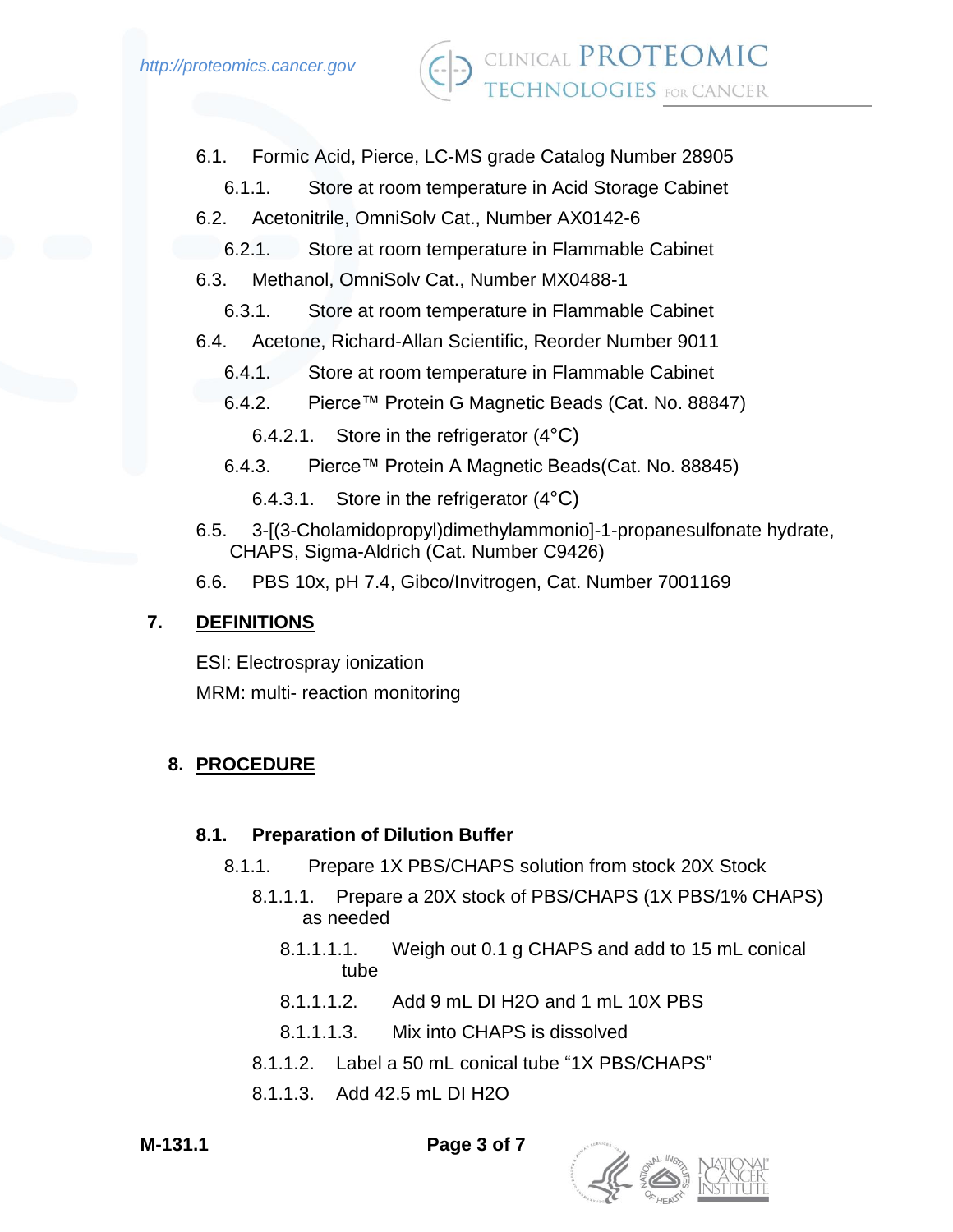6.1. Formic Acid, Pierce, LC-MS grade Catalog Number 28905

  6.1.1. Store at room temperature in Acid Storage Cabinet

6.2. Acetonitrile, OmniSolv Cat., Number AX0142-6

  6.2.1. Store at room temperature in Flammable Cabinet

6.3. Methanol, OmniSolv Cat., Number MX0488-1

  6.3.1. Store at room temperature in Flammable Cabinet

6.4. Acetone, Richard-Allan Scientific, Reorder Number 9011

  6.4.1. Store at room temperature in Flammable Cabinet

  6.4.2. Pierce™ Protein G Magnetic Beads (Cat. No. 88847)

    6.4.2.1. Store in the refrigerator (4°C)

  6.4.3. Pierce™ Protein A Magnetic Beads(Cat. No. 88845)

    6.4.3.1. Store in the refrigerator (4°C)

6.5. 3-[(3-Cholamidopropyl)dimethylammonio]-1-propanesulfonate hydrate, CHAPS, Sigma-Aldrich (Cat. Number C9426)

6.6. PBS 10x, pH 7.4, Gibco/Invitrogen, Cat. Number 7001169

## 7. DEFINITIONS

ESI: Electrospray ionization

MRM: multi- reaction monitoring

## 8. PROCEDURE

### 8.1. Preparation of Dilution Buffer

  8.1.1. Prepare 1X PBS/CHAPS solution from stock 20X Stock

    8.1.1.1. Prepare a 20X stock of PBS/CHAPS (1X PBS/1% CHAPS) as needed

      8.1.1.1.1. Weigh out 0.1 g CHAPS and add to 15 mL conical tube

      8.1.1.1.2. Add 9 mL DI $H_2O$ and 1 mL 10X PBS

      8.1.1.1.3. Mix into CHAPS is dissolved

    8.1.1.2. Label a 50 mL conical tube "1X PBS/CHAPS"

    8.1.1.3. Add 42.5 mL DI $H_2O$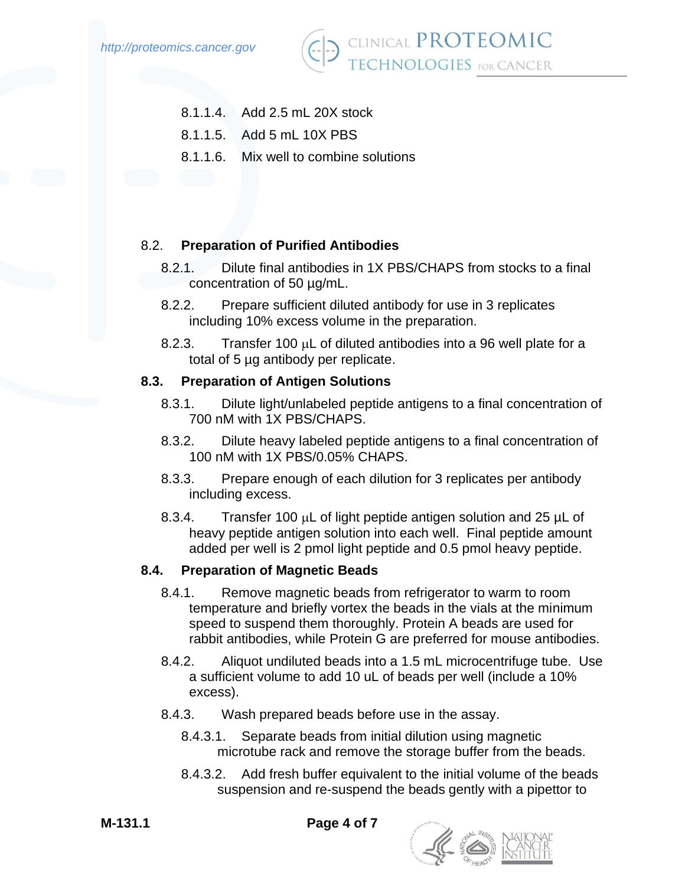8.1.1.4. Add 2.5 mL 20X stock

8.1.1.5. Add 5 mL 10X PBS

8.1.1.6. Mix well to combine solutions

8.2. **Preparation of Purified Antibodies**

8.2.1. Dilute final antibodies in 1X PBS/CHAPS from stocks to a final concentration of 50 µg/mL.

8.2.2. Prepare sufficient diluted antibody for use in 3 replicates including 10% excess volume in the preparation.

8.2.3. Transfer 100 µL of diluted antibodies into a 96 well plate for a total of 5 µg antibody per replicate.

**8.3. Preparation of Antigen Solutions**

8.3.1. Dilute light/unlabeled peptide antigens to a final concentration of 700 nM with 1X PBS/CHAPS.

8.3.2. Dilute heavy labeled peptide antigens to a final concentration of 100 nM with 1X PBS/0.05% CHAPS.

8.3.3. Prepare enough of each dilution for 3 replicates per antibody including excess.

8.3.4. Transfer 100 µL of light peptide antigen solution and 25 µL of heavy peptide antigen solution into each well. Final peptide amount added per well is 2 pmol light peptide and 0.5 pmol heavy peptide.

**8.4. Preparation of Magnetic Beads**

8.4.1. Remove magnetic beads from refrigerator to warm to room temperature and briefly vortex the beads in the vials at the minimum speed to suspend them thoroughly. Protein A beads are used for rabbit antibodies, while Protein G are preferred for mouse antibodies.

8.4.2. Aliquot undiluted beads into a 1.5 mL microcentrifuge tube. Use a sufficient volume to add 10 uL of beads per well (include a 10% excess).

8.4.3. Wash prepared beads before use in the assay.

8.4.3.1. Separate beads from initial dilution using magnetic microtube rack and remove the storage buffer from the beads.

8.4.3.2. Add fresh buffer equivalent to the initial volume of the beads suspension and re-suspend the beads gently with a pipettor to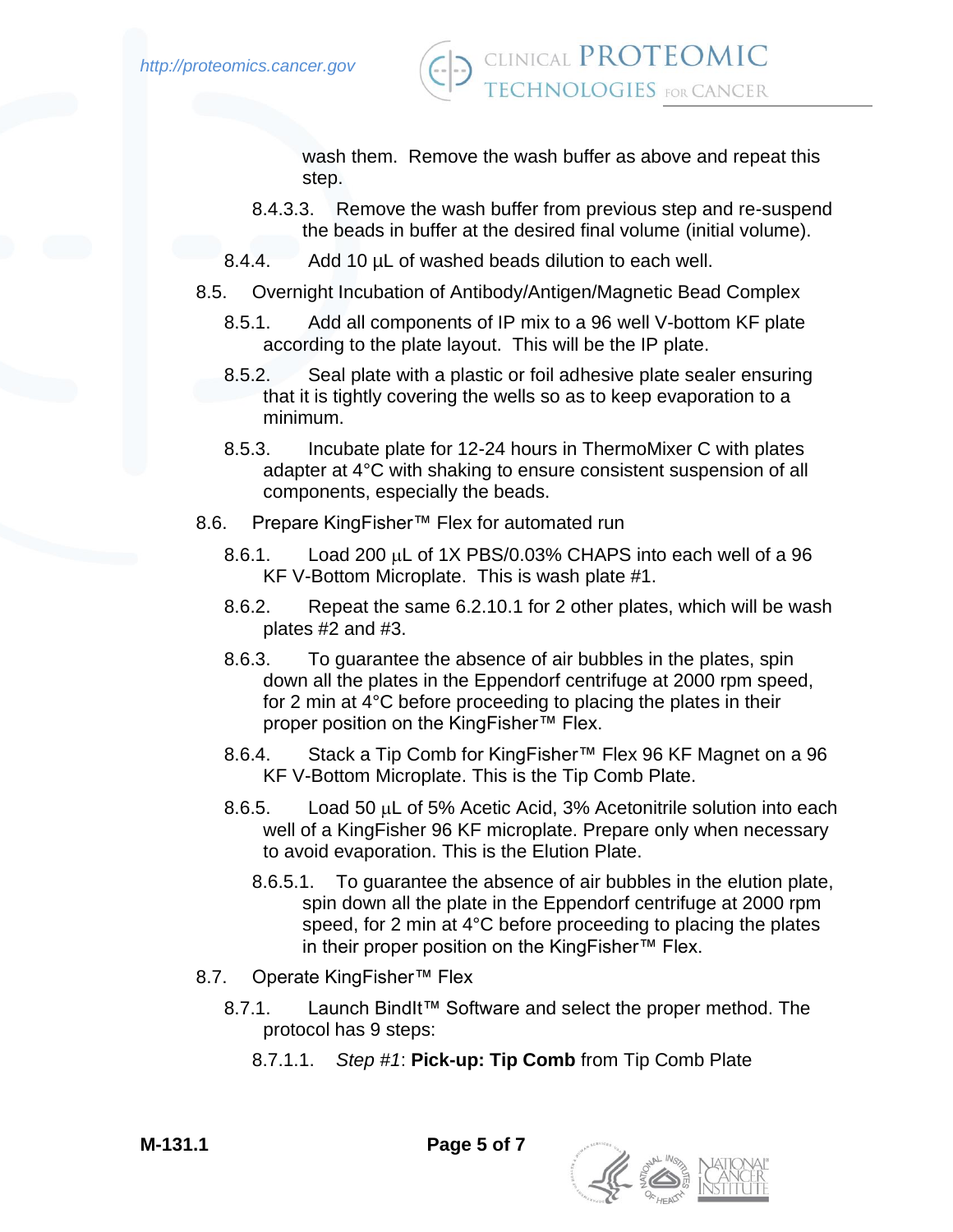wash them. Remove the wash buffer as above and repeat this step.

8.4.3.3. Remove the wash buffer from previous step and re-suspend the beads in buffer at the desired final volume (initial volume).

8.4.4. Add 10 µL of washed beads dilution to each well.

8.5. Overnight Incubation of Antibody/Antigen/Magnetic Bead Complex

8.5.1. Add all components of IP mix to a 96 well V-bottom KF plate according to the plate layout. This will be the IP plate.

8.5.2. Seal plate with a plastic or foil adhesive plate sealer ensuring that it is tightly covering the wells so as to keep evaporation to a minimum.

8.5.3. Incubate plate for 12-24 hours in ThermoMixer C with plates adapter at 4°C with shaking to ensure consistent suspension of all components, especially the beads.

8.6. Prepare KingFisher™ Flex for automated run

8.6.1. Load 200 µL of 1X PBS/0.03% CHAPS into each well of a 96 KF V-Bottom Microplate. This is wash plate #1.

8.6.2. Repeat the same 6.2.10.1 for 2 other plates, which will be wash plates #2 and #3.

8.6.3. To guarantee the absence of air bubbles in the plates, spin down all the plates in the Eppendorf centrifuge at 2000 rpm speed, for 2 min at 4°C before proceeding to placing the plates in their proper position on the KingFisher™ Flex.

8.6.4. Stack a Tip Comb for KingFisher™ Flex 96 KF Magnet on a 96 KF V-Bottom Microplate. This is the Tip Comb Plate.

8.6.5. Load 50 µL of 5% Acetic Acid, 3% Acetonitrile solution into each well of a KingFisher 96 KF microplate. Prepare only when necessary to avoid evaporation. This is the Elution Plate.

8.6.5.1. To guarantee the absence of air bubbles in the elution plate, spin down all the plate in the Eppendorf centrifuge at 2000 rpm speed, for 2 min at 4°C before proceeding to placing the plates in their proper position on the KingFisher™ Flex.

8.7. Operate KingFisher™ Flex

8.7.1. Launch BindIt™ Software and select the proper method. The protocol has 9 steps:

8.7.1.1. *Step #1*: **Pick-up: Tip Comb** from Tip Comb Plate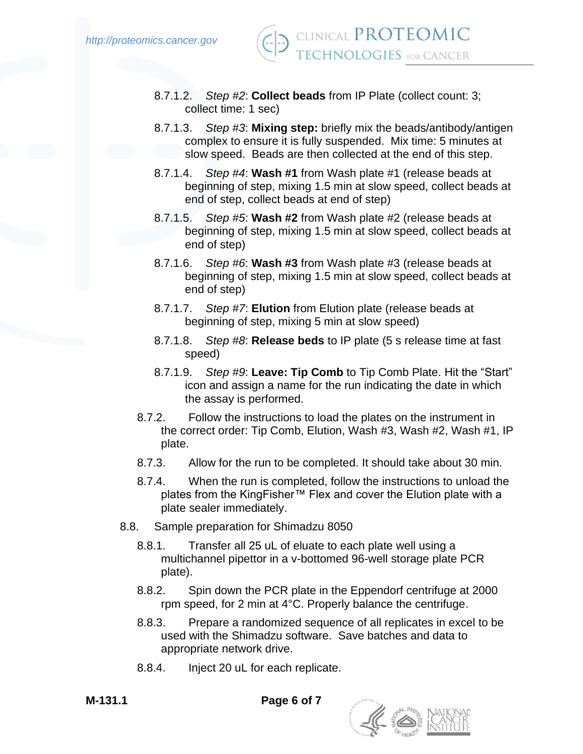8.7.1.2. *Step #2*: **Collect beads** from IP Plate (collect count: 3; collect time: 1 sec)

8.7.1.3. *Step #3*: **Mixing step:** briefly mix the beads/antibody/antigen complex to ensure it is fully suspended. Mix time: 5 minutes at slow speed. Beads are then collected at the end of this step.

8.7.1.4. *Step #4*: **Wash #1** from Wash plate #1 (release beads at beginning of step, mixing 1.5 min at slow speed, collect beads at end of step, collect beads at end of step)

8.7.1.5. *Step #5*: **Wash #2** from Wash plate #2 (release beads at beginning of step, mixing 1.5 min at slow speed, collect beads at end of step)

8.7.1.6. *Step #6*: **Wash #3** from Wash plate #3 (release beads at beginning of step, mixing 1.5 min at slow speed, collect beads at end of step)

8.7.1.7. *Step #7*: **Elution** from Elution plate (release beads at beginning of step, mixing 5 min at slow speed)

8.7.1.8. *Step #8*: **Release beds** to IP plate (5 s release time at fast speed)

8.7.1.9. *Step #9*: **Leave: Tip Comb** to Tip Comb Plate. Hit the "Start" icon and assign a name for the run indicating the date in which the assay is performed.

8.7.2. Follow the instructions to load the plates on the instrument in the correct order: Tip Comb, Elution, Wash #3, Wash #2, Wash #1, IP plate.

8.7.3. Allow for the run to be completed. It should take about 30 min.

8.7.4. When the run is completed, follow the instructions to unload the plates from the KingFisher™ Flex and cover the Elution plate with a plate sealer immediately.

8.8. Sample preparation for Shimadzu 8050

8.8.1. Transfer all 25 uL of eluate to each plate well using a multichannel pipettor in a v-bottomed 96-well storage plate PCR plate).

8.8.2. Spin down the PCR plate in the Eppendorf centrifuge at 2000 rpm speed, for 2 min at 4°C. Properly balance the centrifuge.

8.8.3. Prepare a randomized sequence of all replicates in excel to be used with the Shimadzu software. Save batches and data to appropriate network drive.

8.8.4. Inject 20 uL for each replicate.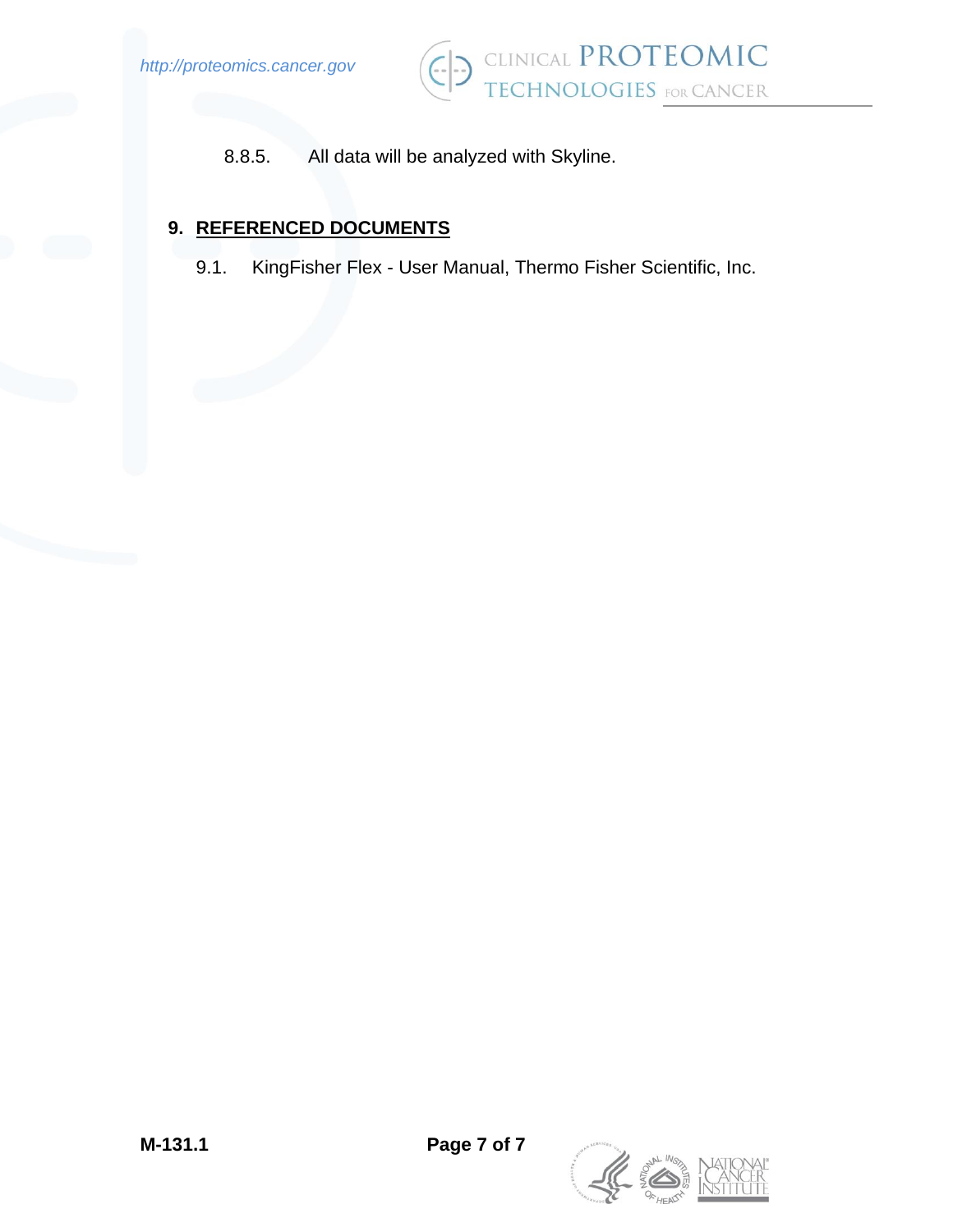8.8.5. All data will be analyzed with Skyline.

## 9. REFERENCED DOCUMENTS

9.1. KingFisher Flex - User Manual, Thermo Fisher Scientific, Inc.